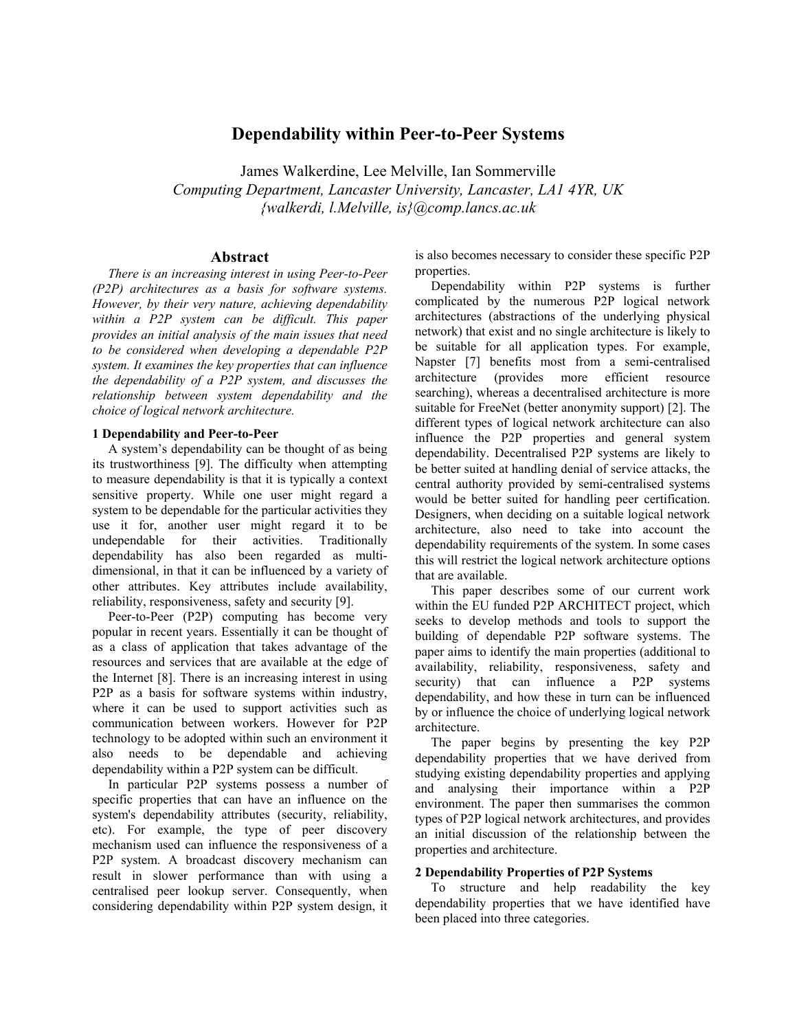# Dependability within Peer-to-Peer Systems

James Walkerdine, Lee Melville, Ian Sommerville

*Computing Department, Lancaster University, Lancaster, LA1 4YR, UK*

*{walkerdi, l.Melville, is}@comp.lancs.ac.uk*

## Abstract

*There is an increasing interest in using Peer-to-Peer (P2P) architectures as a basis for software systems. However, by their very nature, achieving dependability within a P2P system can be difficult. This paper provides an initial analysis of the main issues that need to be considered when developing a dependable P2P system. It examines the key properties that can influence the dependability of a P2P system, and discusses the relationship between system dependability and the choice of logical network architecture.*

### 1 Dependability and Peer-to-Peer

A system's dependability can be thought of as being its trustworthiness [9]. The difficulty when attempting to measure dependability is that it is typically a context sensitive property. While one user might regard a system to be dependable for the particular activities they use it for, another user might regard it to be undependable for their activities. Traditionally dependability has also been regarded as multi-dimensional, in that it can be influenced by a variety of other attributes. Key attributes include availability, reliability, responsiveness, safety and security [9].

Peer-to-Peer (P2P) computing has become very popular in recent years. Essentially it can be thought of as a class of application that takes advantage of the resources and services that are available at the edge of the Internet [8]. There is an increasing interest in using P2P as a basis for software systems within industry, where it can be used to support activities such as communication between workers. However for P2P technology to be adopted within such an environment it also needs to be dependable and achieving dependability within a P2P system can be difficult.

In particular P2P systems possess a number of specific properties that can have an influence on the system's dependability attributes (security, reliability, etc). For example, the type of peer discovery mechanism used can influence the responsiveness of a P2P system. A broadcast discovery mechanism can result in slower performance than with using a centralised peer lookup server. Consequently, when considering dependability within P2P system design, it is also becomes necessary to consider these specific P2P properties.

Dependability within P2P systems is further complicated by the numerous P2P logical network architectures (abstractions of the underlying physical network) that exist and no single architecture is likely to be suitable for all application types. For example, Napster [7] benefits most from a semi-centralised architecture (provides more efficient resource searching), whereas a decentralised architecture is more suitable for FreeNet (better anonymity support) [2]. The different types of logical network architecture can also influence the P2P properties and general system dependability. Decentralised P2P systems are likely to be better suited at handling denial of service attacks, the central authority provided by semi-centralised systems would be better suited for handling peer certification. Designers, when deciding on a suitable logical network architecture, also need to take into account the dependability requirements of the system. In some cases this will restrict the logical network architecture options that are available.

This paper describes some of our current work within the EU funded P2P ARCHITECT project, which seeks to develop methods and tools to support the building of dependable P2P software systems. The paper aims to identify the main properties (additional to availability, reliability, responsiveness, safety and security) that can influence a P2P systems dependability, and how these in turn can be influenced by or influence the choice of underlying logical network architecture.

The paper begins by presenting the key P2P dependability properties that we have derived from studying existing dependability properties and applying and analysing their importance within a P2P environment. The paper then summarises the common types of P2P logical network architectures, and provides an initial discussion of the relationship between the properties and architecture.

### 2 Dependability Properties of P2P Systems

To structure and help readability the key dependability properties that we have identified have been placed into three categories.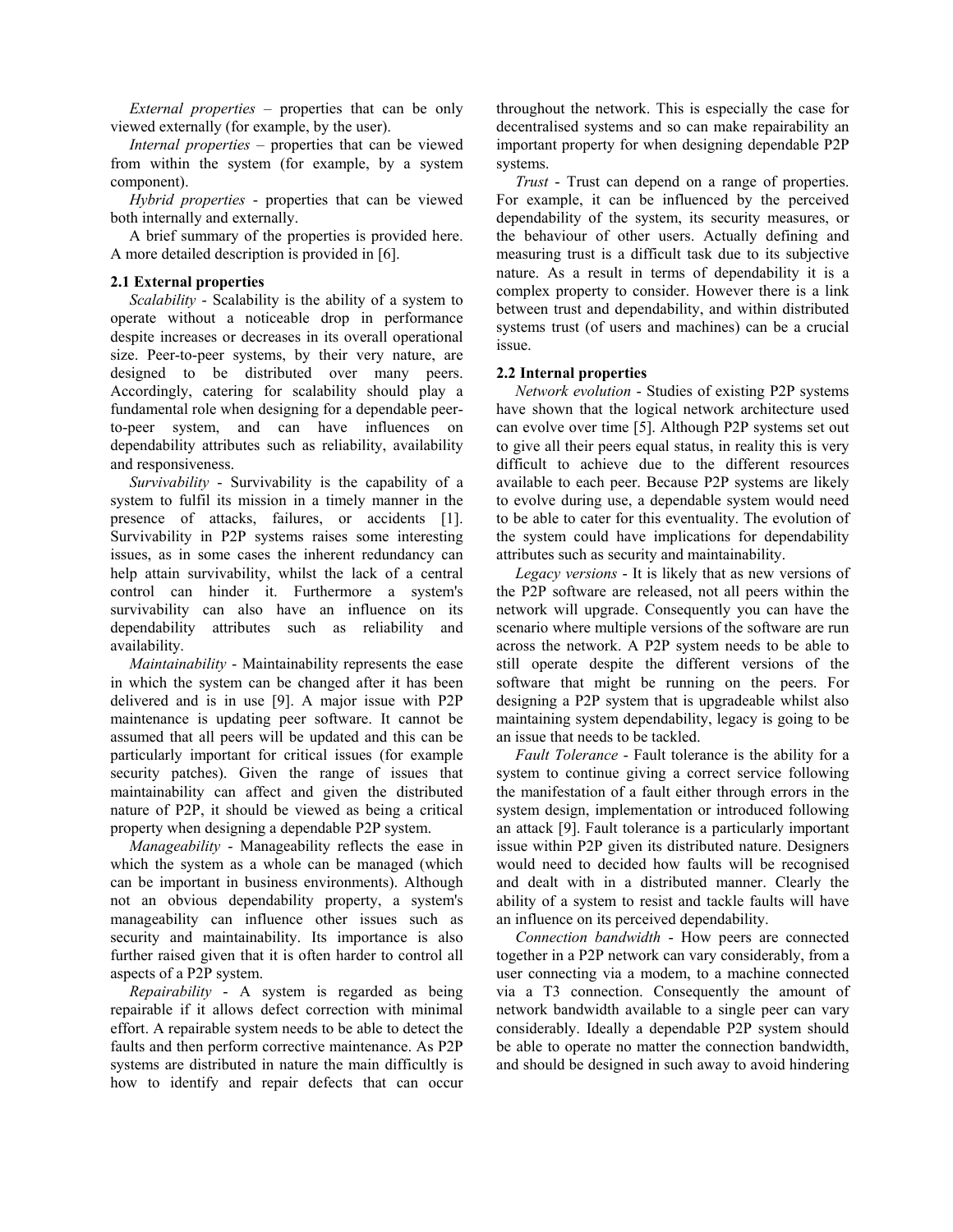*External properties* – properties that can be only viewed externally (for example, by the user).

*Internal properties* – properties that can be viewed from within the system (for example, by a system component).

*Hybrid properties* - properties that can be viewed both internally and externally.

A brief summary of the properties is provided here. A more detailed description is provided in [6].

### 2.1 External properties

*Scalability* - Scalability is the ability of a system to operate without a noticeable drop in performance despite increases or decreases in its overall operational size. Peer-to-peer systems, by their very nature, are designed to be distributed over many peers. Accordingly, catering for scalability should play a fundamental role when designing for a dependable peer-to-peer system, and can have influences on dependability attributes such as reliability, availability and responsiveness.

*Survivability* - Survivability is the capability of a system to fulfil its mission in a timely manner in the presence of attacks, failures, or accidents [1]. Survivability in P2P systems raises some interesting issues, as in some cases the inherent redundancy can help attain survivability, whilst the lack of a central control can hinder it. Furthermore a system's survivability can also have an influence on its dependability attributes such as reliability and availability.

*Maintainability* - Maintainability represents the ease in which the system can be changed after it has been delivered and is in use [9]. A major issue with P2P maintenance is updating peer software. It cannot be assumed that all peers will be updated and this can be particularly important for critical issues (for example security patches). Given the range of issues that maintainability can affect and given the distributed nature of P2P, it should be viewed as being a critical property when designing a dependable P2P system.

*Manageability* - Manageability reflects the ease in which the system as a whole can be managed (which can be important in business environments). Although not an obvious dependability property, a system's manageability can influence other issues such as security and maintainability. Its importance is also further raised given that it is often harder to control all aspects of a P2P system.

*Repairability* - A system is regarded as being repairable if it allows defect correction with minimal effort. A repairable system needs to be able to detect the faults and then perform corrective maintenance. As P2P systems are distributed in nature the main difficultly is how to identify and repair defects that can occur throughout the network. This is especially the case for decentralised systems and so can make repairability an important property for when designing dependable P2P systems.

*Trust* - Trust can depend on a range of properties. For example, it can be influenced by the perceived dependability of the system, its security measures, or the behaviour of other users. Actually defining and measuring trust is a difficult task due to its subjective nature. As a result in terms of dependability it is a complex property to consider. However there is a link between trust and dependability, and within distributed systems trust (of users and machines) can be a crucial issue.

### 2.2 Internal properties

*Network evolution* - Studies of existing P2P systems have shown that the logical network architecture used can evolve over time [5]. Although P2P systems set out to give all their peers equal status, in reality this is very difficult to achieve due to the different resources available to each peer. Because P2P systems are likely to evolve during use, a dependable system would need to be able to cater for this eventuality. The evolution of the system could have implications for dependability attributes such as security and maintainability.

*Legacy versions* - It is likely that as new versions of the P2P software are released, not all peers within the network will upgrade. Consequently you can have the scenario where multiple versions of the software are run across the network. A P2P system needs to be able to still operate despite the different versions of the software that might be running on the peers. For designing a P2P system that is upgradeable whilst also maintaining system dependability, legacy is going to be an issue that needs to be tackled.

*Fault Tolerance* - Fault tolerance is the ability for a system to continue giving a correct service following the manifestation of a fault either through errors in the system design, implementation or introduced following an attack [9]. Fault tolerance is a particularly important issue within P2P given its distributed nature. Designers would need to decided how faults will be recognised and dealt with in a distributed manner. Clearly the ability of a system to resist and tackle faults will have an influence on its perceived dependability.

*Connection bandwidth* - How peers are connected together in a P2P network can vary considerably, from a user connecting via a modem, to a machine connected via a T3 connection. Consequently the amount of network bandwidth available to a single peer can vary considerably. Ideally a dependable P2P system should be able to operate no matter the connection bandwidth, and should be designed in such away to avoid hindering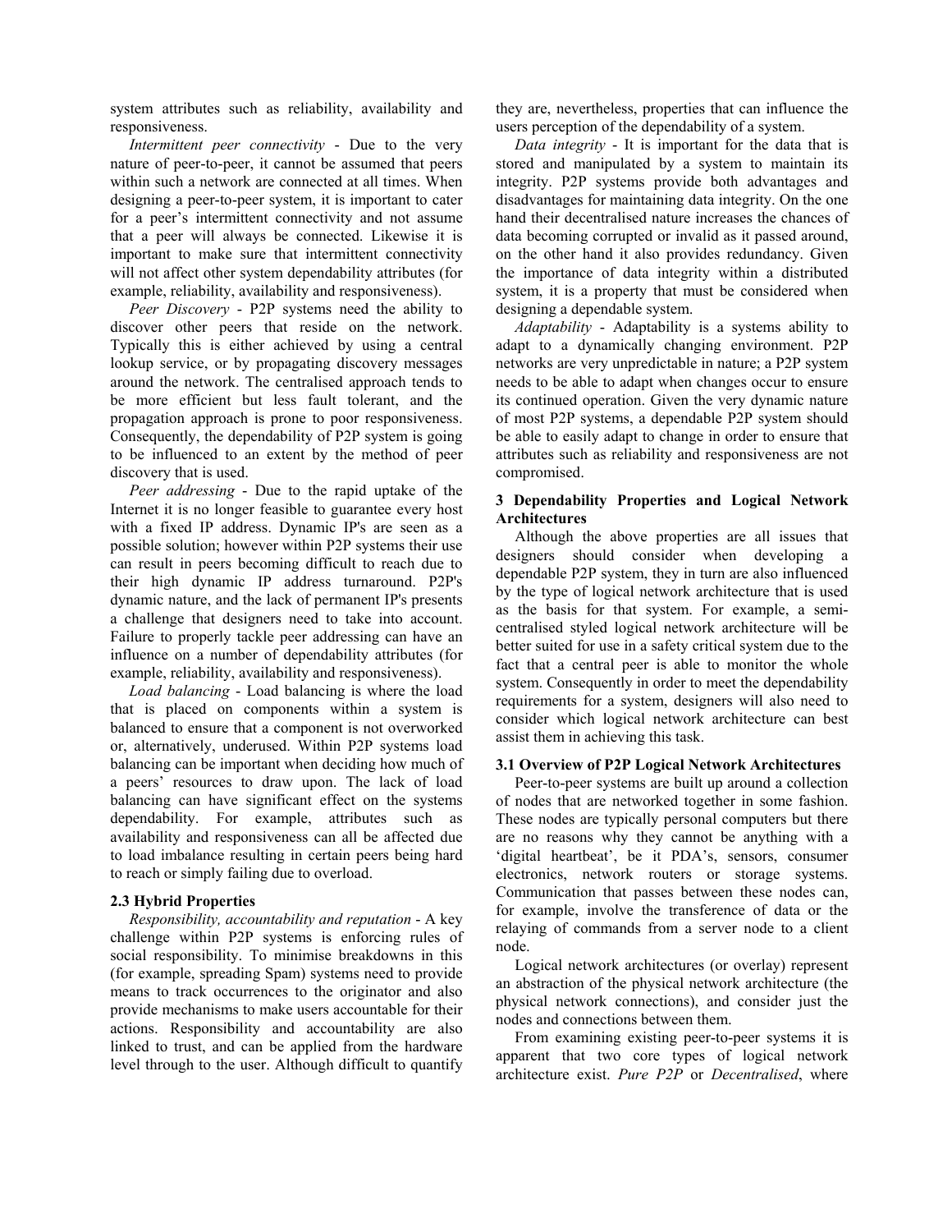system attributes such as reliability, availability and responsiveness.

*Intermittent peer connectivity* - Due to the very nature of peer-to-peer, it cannot be assumed that peers within such a network are connected at all times. When designing a peer-to-peer system, it is important to cater for a peer's intermittent connectivity and not assume that a peer will always be connected. Likewise it is important to make sure that intermittent connectivity will not affect other system dependability attributes (for example, reliability, availability and responsiveness).

*Peer Discovery* - P2P systems need the ability to discover other peers that reside on the network. Typically this is either achieved by using a central lookup service, or by propagating discovery messages around the network. The centralised approach tends to be more efficient but less fault tolerant, and the propagation approach is prone to poor responsiveness. Consequently, the dependability of P2P system is going to be influenced to an extent by the method of peer discovery that is used.

*Peer addressing* - Due to the rapid uptake of the Internet it is no longer feasible to guarantee every host with a fixed IP address. Dynamic IP's are seen as a possible solution; however within P2P systems their use can result in peers becoming difficult to reach due to their high dynamic IP address turnaround. P2P's dynamic nature, and the lack of permanent IP's presents a challenge that designers need to take into account. Failure to properly tackle peer addressing can have an influence on a number of dependability attributes (for example, reliability, availability and responsiveness).

*Load balancing* - Load balancing is where the load that is placed on components within a system is balanced to ensure that a component is not overworked or, alternatively, underused. Within P2P systems load balancing can be important when deciding how much of a peers' resources to draw upon. The lack of load balancing can have significant effect on the systems dependability. For example, attributes such as availability and responsiveness can all be affected due to load imbalance resulting in certain peers being hard to reach or simply failing due to overload.

### 2.3 Hybrid Properties

*Responsibility, accountability and reputation* - A key challenge within P2P systems is enforcing rules of social responsibility. To minimise breakdowns in this (for example, spreading Spam) systems need to provide means to track occurrences to the originator and also provide mechanisms to make users accountable for their actions. Responsibility and accountability are also linked to trust, and can be applied from the hardware level through to the user. Although difficult to quantify they are, nevertheless, properties that can influence the users perception of the dependability of a system.

*Data integrity* - It is important for the data that is stored and manipulated by a system to maintain its integrity. P2P systems provide both advantages and disadvantages for maintaining data integrity. On the one hand their decentralised nature increases the chances of data becoming corrupted or invalid as it passed around, on the other hand it also provides redundancy. Given the importance of data integrity within a distributed system, it is a property that must be considered when designing a dependable system.

*Adaptability* - Adaptability is a systems ability to adapt to a dynamically changing environment. P2P networks are very unpredictable in nature; a P2P system needs to be able to adapt when changes occur to ensure its continued operation. Given the very dynamic nature of most P2P systems, a dependable P2P system should be able to easily adapt to change in order to ensure that attributes such as reliability and responsiveness are not compromised.

## 3 Dependability Properties and Logical Network Architectures

Although the above properties are all issues that designers should consider when developing a dependable P2P system, they in turn are also influenced by the type of logical network architecture that is used as the basis for that system. For example, a semi-centralised styled logical network architecture will be better suited for use in a safety critical system due to the fact that a central peer is able to monitor the whole system. Consequently in order to meet the dependability requirements for a system, designers will also need to consider which logical network architecture can best assist them in achieving this task.

### 3.1 Overview of P2P Logical Network Architectures

Peer-to-peer systems are built up around a collection of nodes that are networked together in some fashion. These nodes are typically personal computers but there are no reasons why they cannot be anything with a 'digital heartbeat', be it PDA's, sensors, consumer electronics, network routers or storage systems. Communication that passes between these nodes can, for example, involve the transference of data or the relaying of commands from a server node to a client node.

Logical network architectures (or overlay) represent an abstraction of the physical network architecture (the physical network connections), and consider just the nodes and connections between them.

From examining existing peer-to-peer systems it is apparent that two core types of logical network architecture exist. *Pure P2P* or *Decentralised*, where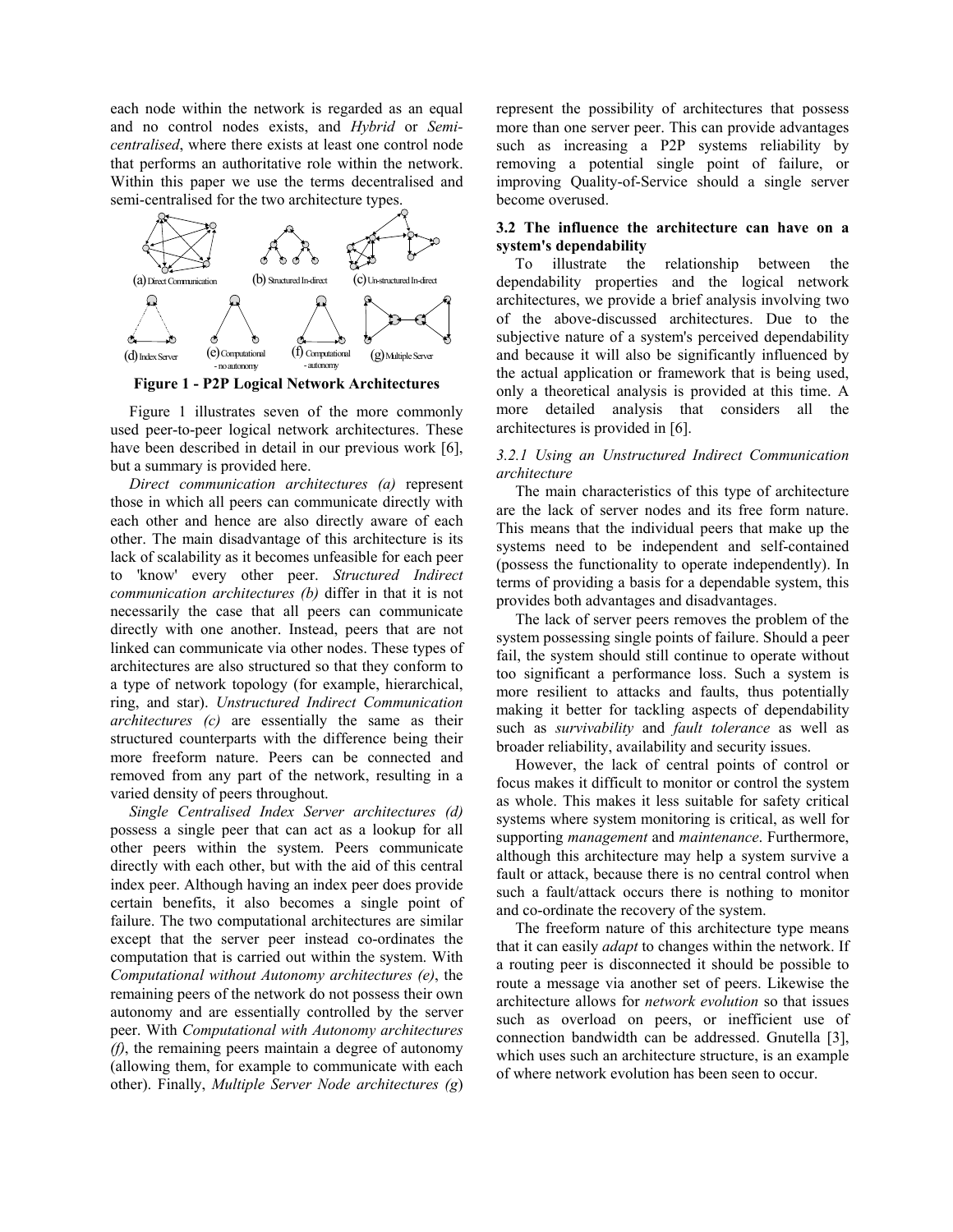each node within the network is regarded as an equal and no control nodes exists, and *Hybrid* or *Semi-centralised*, where there exists at least one control node that performs an authoritative role within the network. Within this paper we use the terms decentralised and semi-centralised for the two architecture types.

(a) Direct Communication (b) Structured In-direct (c) Un-structured In-direct

(d) Index Server (e) Computational - no autonomy (f) Computational - autonomy (g) Multiple Server

**Figure 1 - P2P Logical Network Architectures**

Figure 1 illustrates seven of the more commonly used peer-to-peer logical network architectures. These have been described in detail in our previous work [6], but a summary is provided here.

*Direct communication architectures (a)* represent those in which all peers can communicate directly with each other and hence are also directly aware of each other. The main disadvantage of this architecture is its lack of scalability as it becomes unfeasible for each peer to 'know' every other peer. *Structured Indirect communication architectures (b)* differ in that it is not necessarily the case that all peers can communicate directly with one another. Instead, peers that are not linked can communicate via other nodes. These types of architectures are also structured so that they conform to a type of network topology (for example, hierarchical, ring, and star). *Unstructured Indirect Communication architectures (c)* are essentially the same as their structured counterparts with the difference being their more freeform nature. Peers can be connected and removed from any part of the network, resulting in a varied density of peers throughout.

*Single Centralised Index Server architectures (d)* possess a single peer that can act as a lookup for all other peers within the system. Peers communicate directly with each other, but with the aid of this central index peer. Although having an index peer does provide certain benefits, it also becomes a single point of failure. The two computational architectures are similar except that the server peer instead co-ordinates the computation that is carried out within the system. With *Computational without Autonomy architectures (e)*, the remaining peers of the network do not possess their own autonomy and are essentially controlled by the server peer. With *Computational with Autonomy architectures (f)*, the remaining peers maintain a degree of autonomy (allowing them, for example to communicate with each other). Finally, *Multiple Server Node architectures (g)* represent the possibility of architectures that possess more than one server peer. This can provide advantages such as increasing a P2P systems reliability by removing a potential single point of failure, or improving Quality-of-Service should a single server become overused.

### 3.2 The influence the architecture can have on a system's dependability

To illustrate the relationship between the dependability properties and the logical network architectures, we provide a brief analysis involving two of the above-discussed architectures. Due to the subjective nature of a system's perceived dependability and because it will also be significantly influenced by the actual application or framework that is being used, only a theoretical analysis is provided at this time. A more detailed analysis that considers all the architectures is provided in [6].

#### *3.2.1 Using an Unstructured Indirect Communication architecture*

The main characteristics of this type of architecture are the lack of server nodes and its free form nature. This means that the individual peers that make up the systems need to be independent and self-contained (possess the functionality to operate independently). In terms of providing a basis for a dependable system, this provides both advantages and disadvantages.

The lack of server peers removes the problem of the system possessing single points of failure. Should a peer fail, the system should still continue to operate without too significant a performance loss. Such a system is more resilient to attacks and faults, thus potentially making it better for tackling aspects of dependability such as *survivability* and *fault tolerance* as well as broader reliability, availability and security issues.

However, the lack of central points of control or focus makes it difficult to monitor or control the system as whole. This makes it less suitable for safety critical systems where system monitoring is critical, as well for supporting *management* and *maintenance*. Furthermore, although this architecture may help a system survive a fault or attack, because there is no central control when such a fault/attack occurs there is nothing to monitor and co-ordinate the recovery of the system.

The freeform nature of this architecture type means that it can easily *adapt* to changes within the network. If a routing peer is disconnected it should be possible to route a message via another set of peers. Likewise the architecture allows for *network evolution* so that issues such as overload on peers, or inefficient use of connection bandwidth can be addressed. Gnutella [3], which uses such an architecture structure, is an example of where network evolution has been seen to occur.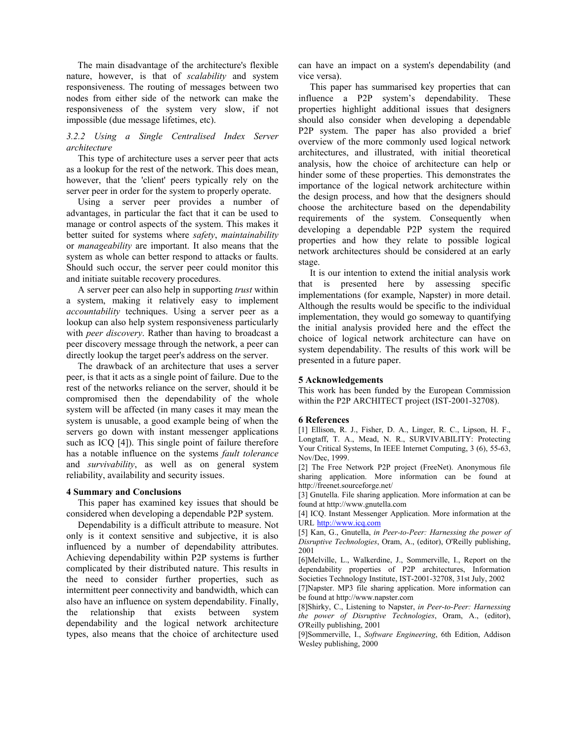The main disadvantage of the architecture's flexible nature, however, is that of *scalability* and system responsiveness. The routing of messages between two nodes from either side of the network can make the responsiveness of the system very slow, if not impossible (due message lifetimes, etc).

### *3.2.2 Using a Single Centralised Index Server architecture*

This type of architecture uses a server peer that acts as a lookup for the rest of the network. This does mean, however, that the 'client' peers typically rely on the server peer in order for the system to properly operate.

Using a server peer provides a number of advantages, in particular the fact that it can be used to manage or control aspects of the system. This makes it better suited for systems where *safety*, *maintainability* or *manageability* are important. It also means that the system as whole can better respond to attacks or faults. Should such occur, the server peer could monitor this and initiate suitable recovery procedures.

A server peer can also help in supporting *trust* within a system, making it relatively easy to implement *accountability* techniques. Using a server peer as a lookup can also help system responsiveness particularly with *peer discovery*. Rather than having to broadcast a peer discovery message through the network, a peer can directly lookup the target peer's address on the server.

The drawback of an architecture that uses a server peer, is that it acts as a single point of failure. Due to the rest of the networks reliance on the server, should it be compromised then the dependability of the whole system will be affected (in many cases it may mean the system is unusable, a good example being of when the servers go down with instant messenger applications such as ICQ [4]). This single point of failure therefore has a notable influence on the systems *fault tolerance* and *survivability*, as well as on general system reliability, availability and security issues.

## 4 Summary and Conclusions

This paper has examined key issues that should be considered when developing a dependable P2P system.

Dependability is a difficult attribute to measure. Not only is it context sensitive and subjective, it is also influenced by a number of dependability attributes. Achieving dependability within P2P systems is further complicated by their distributed nature. This results in the need to consider further properties, such as intermittent peer connectivity and bandwidth, which can also have an influence on system dependability. Finally, the relationship that exists between system dependability and the logical network architecture types, also means that the choice of architecture used can have an impact on a system's dependability (and vice versa).

This paper has summarised key properties that can influence a P2P system's dependability. These properties highlight additional issues that designers should also consider when developing a dependable P2P system. The paper has also provided a brief overview of the more commonly used logical network architectures, and illustrated, with initial theoretical analysis, how the choice of architecture can help or hinder some of these properties. This demonstrates the importance of the logical network architecture within the design process, and how that the designers should choose the architecture based on the dependability requirements of the system. Consequently when developing a dependable P2P system the required properties and how they relate to possible logical network architectures should be considered at an early stage.

It is our intention to extend the initial analysis work that is presented here by assessing specific implementations (for example, Napster) in more detail. Although the results would be specific to the individual implementation, they would go someway to quantifying the initial analysis provided here and the effect the choice of logical network architecture can have on system dependability. The results of this work will be presented in a future paper.

## 5 Acknowledgements

This work has been funded by the European Commission within the P2P ARCHITECT project (IST-2001-32708).

## 6 References

[1] Ellison, R. J., Fisher, D. A., Linger, R. C., Lipson, H. F., Longtaff, T. A., Mead, N. R., SURVIVABILITY: Protecting Your Critical Systems, In IEEE Internet Computing, 3 (6), 55-63, Nov/Dec, 1999.

[2] The Free Network P2P project (FreeNet). Anonymous file sharing application. More information can be found at http://freenet.sourceforge.net/

[3] Gnutella. File sharing application. More information at can be found at http://www.gnutella.com

[4] ICQ. Instant Messenger Application. More information at the URL http://www.icq.com

[5] Kan, G., Gnutella, *in Peer-to-Peer: Harnessing the power of Disruptive Technologies*, Oram, A., (editor), O'Reilly publishing, 2001

[6]Melville, L., Walkerdine, J., Sommerville, I., Report on the dependability properties of P2P architectures, Information Societies Technology Institute, IST-2001-32708, 31st July, 2002

[7]Napster. MP3 file sharing application. More information can be found at http://www.napster.com

[8]Shirky, C., Listening to Napster, *in Peer-to-Peer: Harnessing the power of Disruptive Technologies*, Oram, A., (editor), O'Reilly publishing, 2001

[9]Sommerville, I., *Software Engineering*, 6th Edition, Addison Wesley publishing, 2000